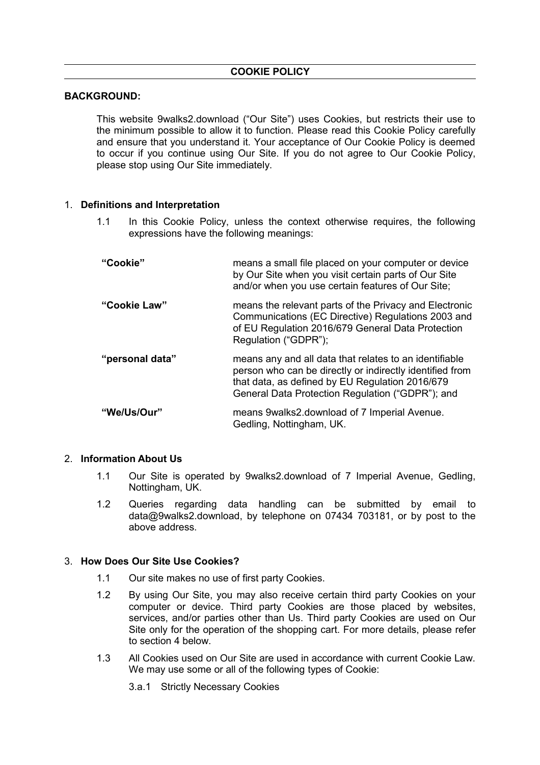# COOKIE POLICY

**BACKGROUND:**

This website 9walks2.download ("Our Site") uses Cookies, but restricts their use to the minimum possible to allow it to function. Please read this Cookie Policy carefully and ensure that you understand it. Your acceptance of Our Cookie Policy is deemed to occur if you continue using Our Site. If you do not agree to Our Cookie Policy, please stop using Our Site immediately.

## 1. Definitions and Interpretation

1.1 In this Cookie Policy, unless the context otherwise requires, the following expressions have the following meanings:

| | |
|---|---|
| **"Cookie"** | means a small file placed on your computer or device by Our Site when you visit certain parts of Our Site and/or when you use certain features of Our Site; |
| **"Cookie Law"** | means the relevant parts of the Privacy and Electronic Communications (EC Directive) Regulations 2003 and of EU Regulation 2016/679 General Data Protection Regulation ("GDPR"); |
| **"personal data"** | means any and all data that relates to an identifiable person who can be directly or indirectly identified from that data, as defined by EU Regulation 2016/679 General Data Protection Regulation ("GDPR"); and |
| **"We/Us/Our"** | means 9walks2.download of 7 Imperial Avenue. Gedling, Nottingham, UK. |

## 2. Information About Us

1.1 Our Site is operated by 9walks2.download of 7 Imperial Avenue, Gedling, Nottingham, UK.

1.2 Queries regarding data handling can be submitted by email to data@9walks2.download, by telephone on 07434 703181, or by post to the above address.

## 3. How Does Our Site Use Cookies?

1.1 Our site makes no use of first party Cookies.

1.2 By using Our Site, you may also receive certain third party Cookies on your computer or device. Third party Cookies are those placed by websites, services, and/or parties other than Us. Third party Cookies are used on Our Site only for the operation of the shopping cart. For more details, please refer to section 4 below.

1.3 All Cookies used on Our Site are used in accordance with current Cookie Law. We may use some or all of the following types of Cookie:

3.a.1 Strictly Necessary Cookies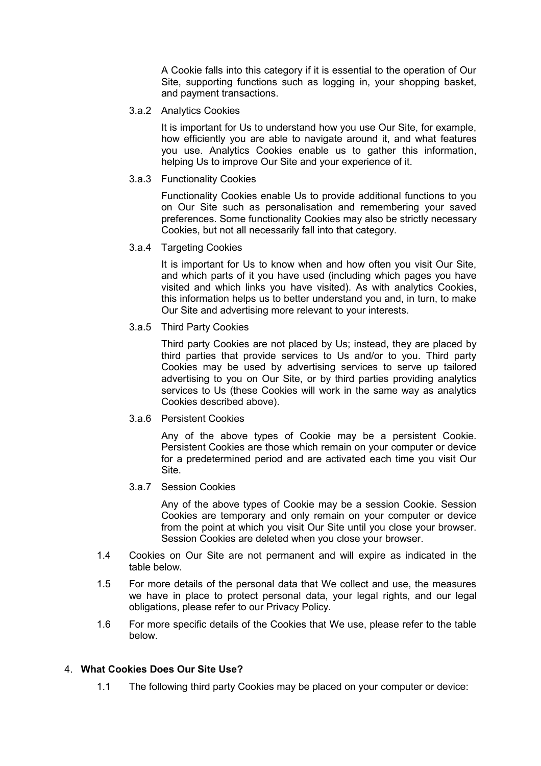A Cookie falls into this category if it is essential to the operation of Our Site, supporting functions such as logging in, your shopping basket, and payment transactions.

3.a.2 Analytics Cookies

It is important for Us to understand how you use Our Site, for example, how efficiently you are able to navigate around it, and what features you use. Analytics Cookies enable us to gather this information, helping Us to improve Our Site and your experience of it.

3.a.3 Functionality Cookies

Functionality Cookies enable Us to provide additional functions to you on Our Site such as personalisation and remembering your saved preferences. Some functionality Cookies may also be strictly necessary Cookies, but not all necessarily fall into that category.

3.a.4 Targeting Cookies

It is important for Us to know when and how often you visit Our Site, and which parts of it you have used (including which pages you have visited and which links you have visited). As with analytics Cookies, this information helps us to better understand you and, in turn, to make Our Site and advertising more relevant to your interests.

3.a.5 Third Party Cookies

Third party Cookies are not placed by Us; instead, they are placed by third parties that provide services to Us and/or to you. Third party Cookies may be used by advertising services to serve up tailored advertising to you on Our Site, or by third parties providing analytics services to Us (these Cookies will work in the same way as analytics Cookies described above).

3.a.6 Persistent Cookies

Any of the above types of Cookie may be a persistent Cookie. Persistent Cookies are those which remain on your computer or device for a predetermined period and are activated each time you visit Our Site.

3.a.7 Session Cookies

Any of the above types of Cookie may be a session Cookie. Session Cookies are temporary and only remain on your computer or device from the point at which you visit Our Site until you close your browser. Session Cookies are deleted when you close your browser.

1.4 Cookies on Our Site are not permanent and will expire as indicated in the table below.

1.5 For more details of the personal data that We collect and use, the measures we have in place to protect personal data, your legal rights, and our legal obligations, please refer to our Privacy Policy.

1.6 For more specific details of the Cookies that We use, please refer to the table below.

4. **What Cookies Does Our Site Use?**

1.1 The following third party Cookies may be placed on your computer or device: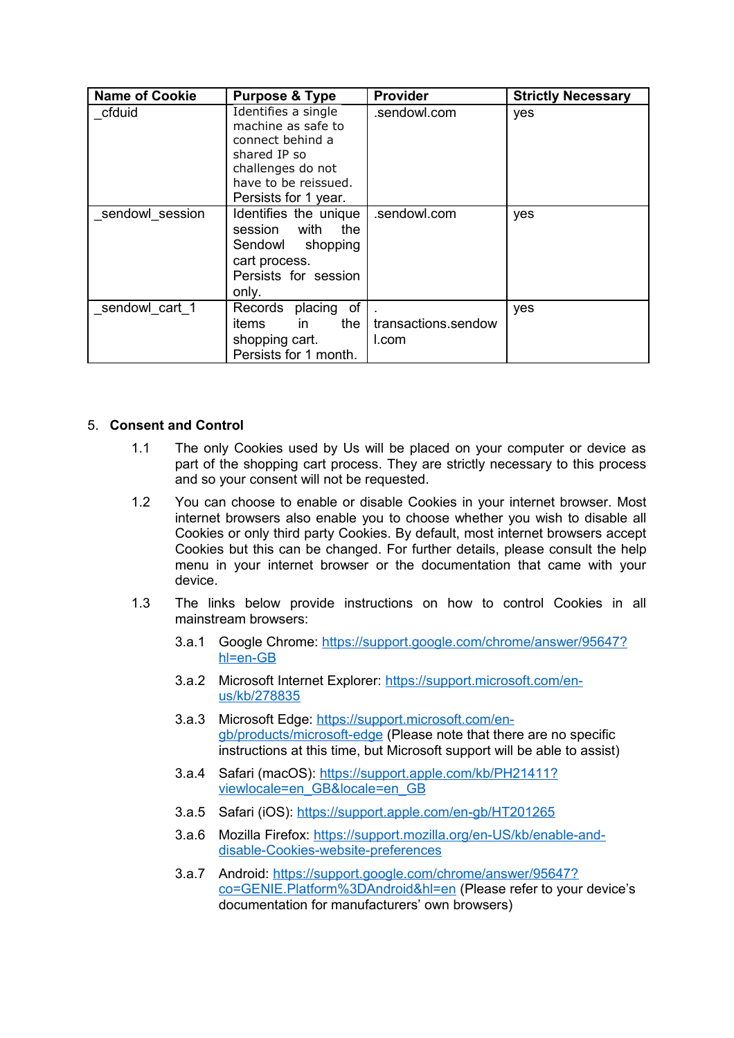| Name of Cookie | Purpose & Type | Provider | Strictly Necessary |
| --- | --- | --- | --- |
| _cfduid | Identifies a single machine as safe to connect behind a shared IP so challenges do not have to be reissued. Persists for 1 year. | .sendowl.com | yes |
| _sendowl_session | Identifies the unique session with the Sendowl shopping cart process. Persists for session only. | .sendowl.com | yes |
| _sendowl_cart_1 | Records placing of items in the shopping cart. Persists for 1 month. | . transactions.sendowl.com | yes |

5. **Consent and Control**

1.1 The only Cookies used by Us will be placed on your computer or device as part of the shopping cart process. They are strictly necessary to this process and so your consent will not be requested.

1.2 You can choose to enable or disable Cookies in your internet browser. Most internet browsers also enable you to choose whether you wish to disable all Cookies or only third party Cookies. By default, most internet browsers accept Cookies but this can be changed. For further details, please consult the help menu in your internet browser or the documentation that came with your device.

1.3 The links below provide instructions on how to control Cookies in all mainstream browsers:

3.a.1 Google Chrome: https://support.google.com/chrome/answer/95647?hl=en-GB

3.a.2 Microsoft Internet Explorer: https://support.microsoft.com/en-us/kb/278835

3.a.3 Microsoft Edge: https://support.microsoft.com/en-gb/products/microsoft-edge (Please note that there are no specific instructions at this time, but Microsoft support will be able to assist)

3.a.4 Safari (macOS): https://support.apple.com/kb/PH21411?viewlocale=en_GB&locale=en_GB

3.a.5 Safari (iOS): https://support.apple.com/en-gb/HT201265

3.a.6 Mozilla Firefox: https://support.mozilla.org/en-US/kb/enable-and-disable-Cookies-website-preferences

3.a.7 Android: https://support.google.com/chrome/answer/95647?co=GENIE.Platform%3DAndroid&hl=en (Please refer to your device's documentation for manufacturers' own browsers)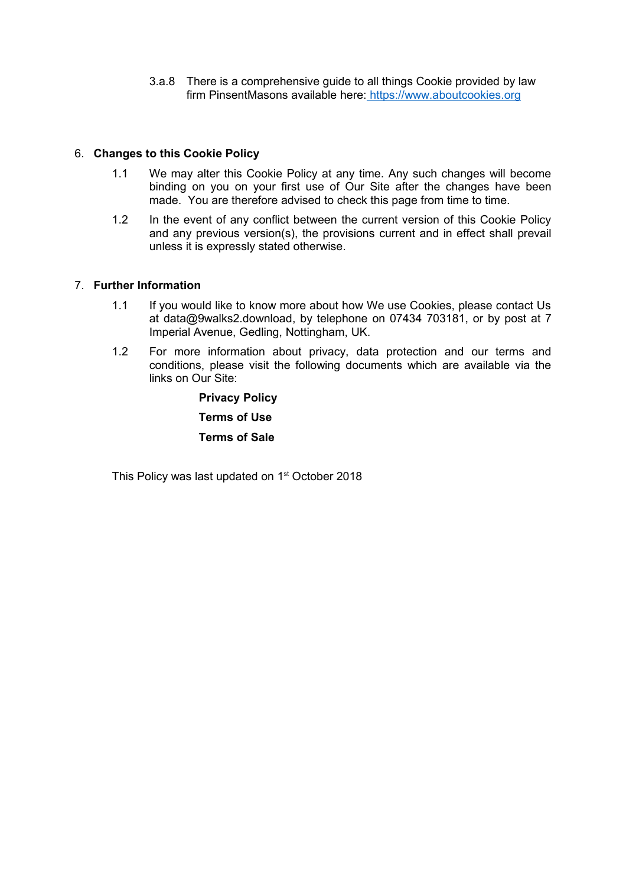3.a.8 There is a comprehensive guide to all things Cookie provided by law firm PinsentMasons available here: https://www.aboutcookies.org

## 6. Changes to this Cookie Policy

1.1 We may alter this Cookie Policy at any time. Any such changes will become binding on you on your first use of Our Site after the changes have been made. You are therefore advised to check this page from time to time.

1.2 In the event of any conflict between the current version of this Cookie Policy and any previous version(s), the provisions current and in effect shall prevail unless it is expressly stated otherwise.

## 7. Further Information

1.1 If you would like to know more about how We use Cookies, please contact Us at data@9walks2.download, by telephone on 07434 703181, or by post at 7 Imperial Avenue, Gedling, Nottingham, UK.

1.2 For more information about privacy, data protection and our terms and conditions, please visit the following documents which are available via the links on Our Site:

**Privacy Policy**

**Terms of Use**

**Terms of Sale**

This Policy was last updated on 1st October 2018